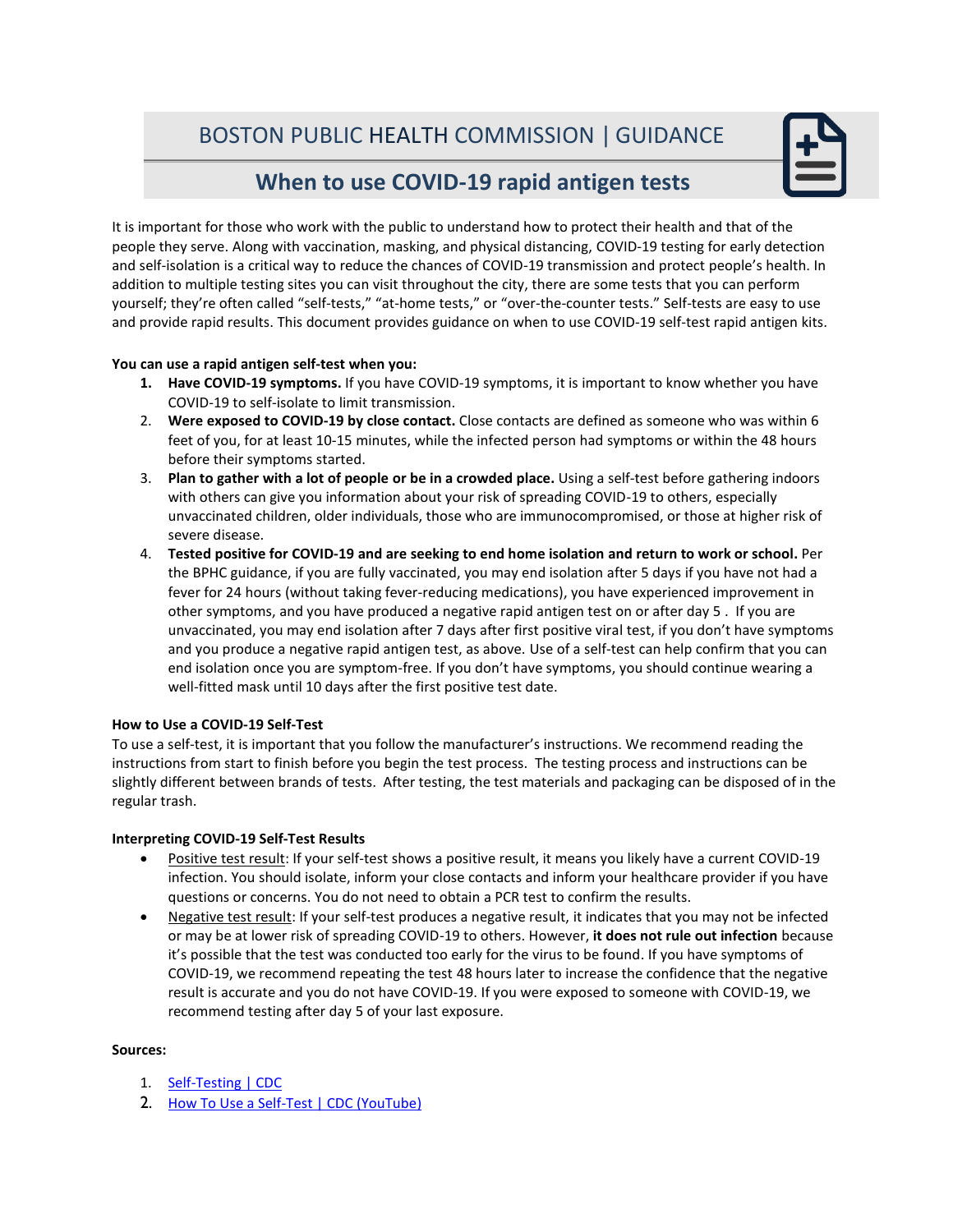# BOSTON PUBLIC HEALTH COMMISSION | GUIDANCE

## When to use COVID-19 rapid antigen tests

It is important for those who work with the public to understand how to protect their health and that of the people they serve. Along with vaccination, masking, and physical distancing, COVID-19 testing for early detection and self-isolation is a critical way to reduce the chances of COVID-19 transmission and protect people's health. In addition to multiple testing sites you can visit throughout the city, there are some tests that you can perform yourself; they're often called "self-tests," "at-home tests," or "over-the-counter tests." Self-tests are easy to use and provide rapid results. This document provides guidance on when to use COVID-19 self-test rapid antigen kits.

**You can use a rapid antigen self-test when you:**

1. **Have COVID-19 symptoms.** If you have COVID-19 symptoms, it is important to know whether you have COVID-19 to self-isolate to limit transmission.
2. **Were exposed to COVID-19 by close contact.** Close contacts are defined as someone who was within 6 feet of you, for at least 10-15 minutes, while the infected person had symptoms or within the 48 hours before their symptoms started.
3. **Plan to gather with a lot of people or be in a crowded place.** Using a self-test before gathering indoors with others can give you information about your risk of spreading COVID-19 to others, especially unvaccinated children, older individuals, those who are immunocompromised, or those at higher risk of severe disease.
4. **Tested positive for COVID-19 and are seeking to end home isolation and return to work or school.** Per the BPHC guidance, if you are fully vaccinated, you may end isolation after 5 days if you have not had a fever for 24 hours (without taking fever-reducing medications), you have experienced improvement in other symptoms, and you have produced a negative rapid antigen test on or after day 5 . If you are unvaccinated, you may end isolation after 7 days after first positive viral test, if you don't have symptoms and you produce a negative rapid antigen test, as above. Use of a self-test can help confirm that you can end isolation once you are symptom-free. If you don't have symptoms, you should continue wearing a well-fitted mask until 10 days after the first positive test date.

**How to Use a COVID-19 Self-Test**

To use a self-test, it is important that you follow the manufacturer's instructions. We recommend reading the instructions from start to finish before you begin the test process. The testing process and instructions can be slightly different between brands of tests. After testing, the test materials and packaging can be disposed of in the regular trash.

**Interpreting COVID-19 Self-Test Results**

- Positive test result: If your self-test shows a positive result, it means you likely have a current COVID-19 infection. You should isolate, inform your close contacts and inform your healthcare provider if you have questions or concerns. You do not need to obtain a PCR test to confirm the results.
- Negative test result: If your self-test produces a negative result, it indicates that you may not be infected or may be at lower risk of spreading COVID-19 to others. However, **it does not rule out infection** because it's possible that the test was conducted too early for the virus to be found. If you have symptoms of COVID-19, we recommend repeating the test 48 hours later to increase the confidence that the negative result is accurate and you do not have COVID-19. If you were exposed to someone with COVID-19, we recommend testing after day 5 of your last exposure.

**Sources:**

1. Self-Testing | CDC
2. How To Use a Self-Test | CDC (YouTube)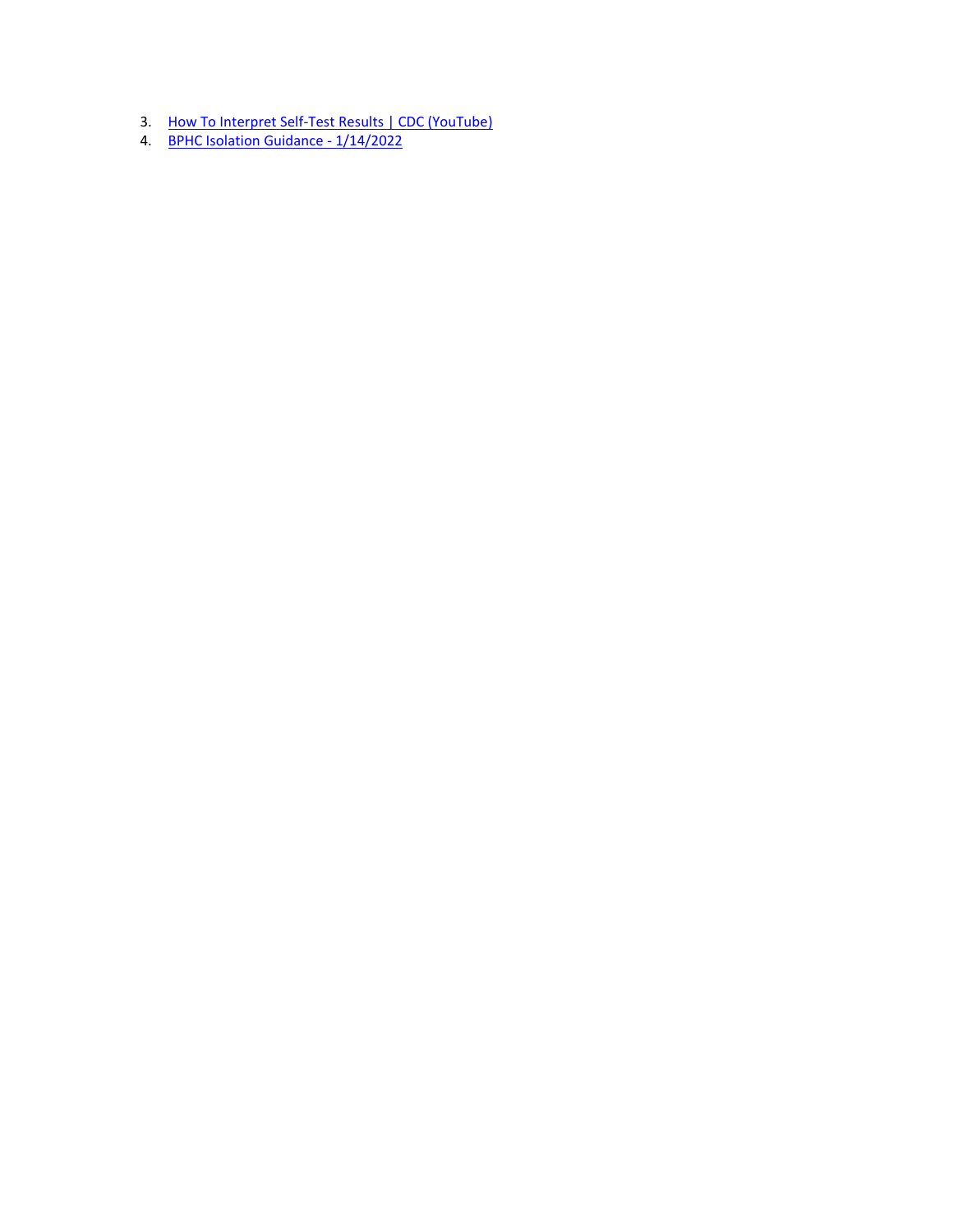3. [How To Interpret Self-Test Results | CDC (YouTube)]
4. [BPHC Isolation Guidance - 1/14/2022]